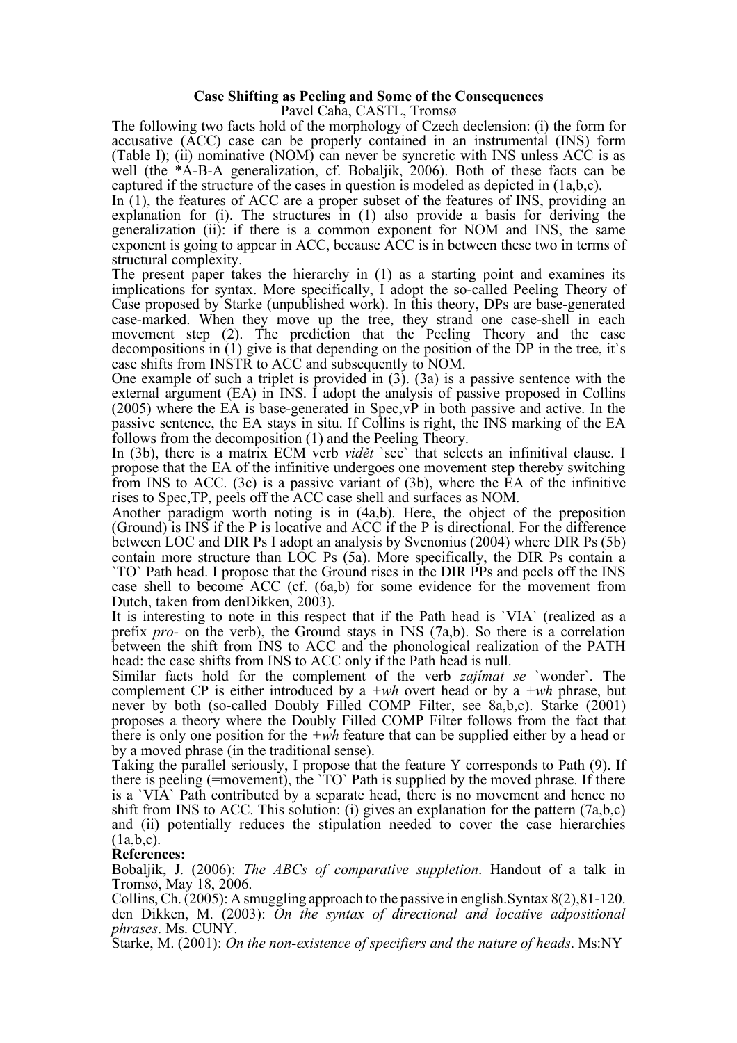**Case Shifting as Peeling and Some of the Consequences**

Pavel Caha, CASTL, Tromsø

The following two facts hold of the morphology of Czech declension: (i) the form for accusative (ACC) case can be properly contained in an instrumental (INS) form (Table I); (ii) nominative (NOM) can never be syncretic with INS unless ACC is as well (the *A-B-A generalization, cf. Bobaljik, 2006). Both of these facts can be captured if the structure of the cases in question is modeled as depicted in (1a,b,c).

In (1), the features of ACC are a proper subset of the features of INS, providing an explanation for (i). The structures in (1) also provide a basis for deriving the generalization (ii): if there is a common exponent for NOM and INS, the same exponent is going to appear in ACC, because ACC is in between these two in terms of structural complexity.

The present paper takes the hierarchy in (1) as a starting point and examines its implications for syntax. More specifically, I adopt the so-called Peeling Theory of Case proposed by Starke (unpublished work). In this theory, DPs are base-generated case-marked. When they move up the tree, they strand one case-shell in each movement step (2). The prediction that the Peeling Theory and the case decompositions in (1) give is that depending on the position of the DP in the tree, it`s case shifts from INSTR to ACC and subsequently to NOM.

One example of such a triplet is provided in (3). (3a) is a passive sentence with the external argument (EA) in INS. I adopt the analysis of passive proposed in Collins (2005) where the EA is base-generated in Spec,vP in both passive and active. In the passive sentence, the EA stays in situ. If Collins is right, the INS marking of the EA follows from the decomposition (1) and the Peeling Theory.

In (3b), there is a matrix ECM verb *vidět* `see` that selects an infinitival clause. I propose that the EA of the infinitive undergoes one movement step thereby switching from INS to ACC. (3c) is a passive variant of (3b), where the EA of the infinitive rises to Spec,TP, peels off the ACC case shell and surfaces as NOM.

Another paradigm worth noting is in (4a,b). Here, the object of the preposition (Ground) is INS if the P is locative and ACC if the P is directional. For the difference between LOC and DIR Ps I adopt an analysis by Svenonius (2004) where DIR Ps (5b) contain more structure than LOC Ps (5a). More specifically, the DIR Ps contain a `TO` Path head. I propose that the Ground rises in the DIR PPs and peels off the INS case shell to become ACC (cf. (6a,b) for some evidence for the movement from Dutch, taken from denDikken, 2003).

It is interesting to note in this respect that if the Path head is `VIA` (realized as a prefix *pro-* on the verb), the Ground stays in INS (7a,b). So there is a correlation between the shift from INS to ACC and the phonological realization of the PATH head: the case shifts from INS to ACC only if the Path head is null.

Similar facts hold for the complement of the verb *zajímat se* `wonder`. The complement CP is either introduced by a *+wh* overt head or by a *+wh* phrase, but never by both (so-called Doubly Filled COMP Filter, see 8a,b,c). Starke (2001) proposes a theory where the Doubly Filled COMP Filter follows from the fact that there is only one position for the *+wh* feature that can be supplied either by a head or by a moved phrase (in the traditional sense).

Taking the parallel seriously, I propose that the feature Y corresponds to Path (9). If there is peeling (=movement), the `TO` Path is supplied by the moved phrase. If there is a `VIA` Path contributed by a separate head, there is no movement and hence no shift from INS to ACC. This solution: (i) gives an explanation for the pattern (7a,b,c) and (ii) potentially reduces the stipulation needed to cover the case hierarchies (1a,b,c).

**References:**

Bobaljik, J. (2006): *The ABCs of comparative suppletion*. Handout of a talk in Tromsø, May 18, 2006.

Collins, Ch. (2005): A smuggling approach to the passive in english. Syntax 8(2), 81-120.

den Dikken, M. (2003): *On the syntax of directional and locative adpositional phrases*. Ms. CUNY.

Starke, M. (2001): *On the non-existence of specifiers and the nature of heads*. Ms:NY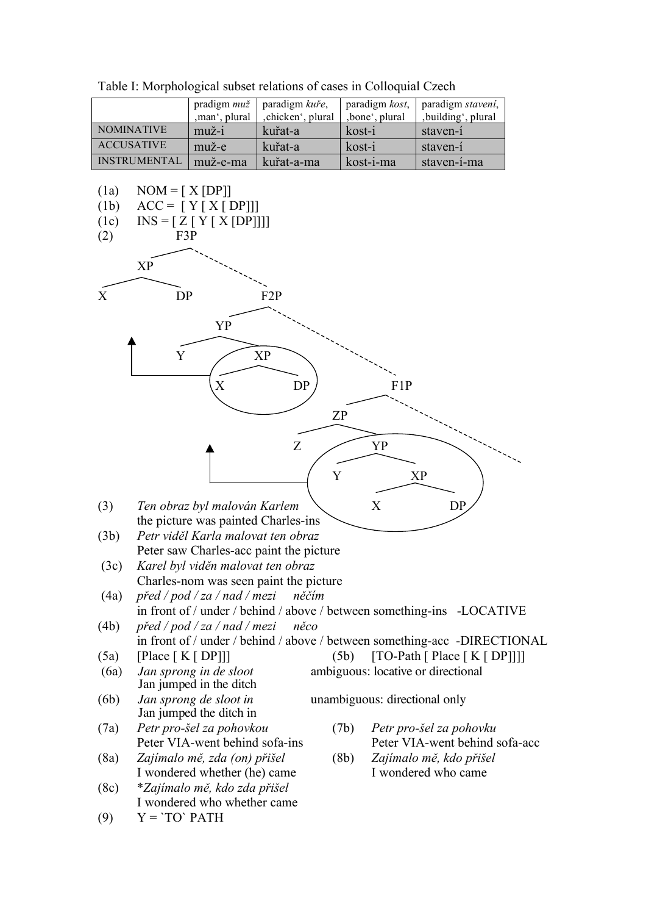Table I: Morphological subset relations of cases in Colloquial Czech

| | pradigm *muž* ‚man', plural | paradigm *kuře*, ‚chicken', plural | paradigm *kost*, ‚bone', plural | paradigm *stavení*, ‚building', plural |
|---|---|---|---|---|
| NOMINATIVE | muž-i | kuřat-a | kost-i | staven-í |
| ACCUSATIVE | muž-e | kuřat-a | kost-i | staven-í |
| INSTRUMENTAL | muž-e-ma | kuřat-a-ma | kost-i-ma | staven-í-ma |

(1a) NOM = [ X [DP]]

(1b) ACC = [ Y [ X [ DP]]]

(1c) INS = [ Z [ Y [ X [DP]]]]

(2)

F3P

XP

X DP F2P

YP

Y XP

X DP F1P

ZP

Z YP

Y XP

X DP

(3) *Ten obraz byl malován Karlem*
the picture was painted Charles-ins

(3b) *Petr viděl Karla malovat ten obraz*
Peter saw Charles-acc paint the picture

(3c) *Karel byl viděn malovat ten obraz*
Charles-nom was seen paint the picture

(4a) *před / pod / za / nad / mezi něčím*
in front of / under / behind / above / between something-ins -LOCATIVE

(4b) *před / pod / za / nad / mezi něco*
in front of / under / behind / above / between something-acc -DIRECTIONAL

(5a) [Place [ K [ DP]]]

(5b) [TO-Path [ Place [ K [ DP]]]]

(6a) *Jan sprong in de sloot*
Jan jumped in the ditch
ambiguous: locative or directional

(6b) *Jan sprong de sloot in*
Jan jumped the ditch in
unambiguous: directional only

(7a) *Petr pro-šel za pohovkou*
Peter VIA-went behind sofa-ins

(7b) *Petr pro-šel za pohovku*
Peter VIA-went behind sofa-acc

(8a) *Zajímalo mě, zda (on) přišel*
I wondered whether (he) came

(8b) *Zajímalo mě, kdo přišel*
I wondered who came

(8c) \**Zajímalo mě, kdo zda přišel*
I wondered who whether came

(9) Y = `TO` PATH